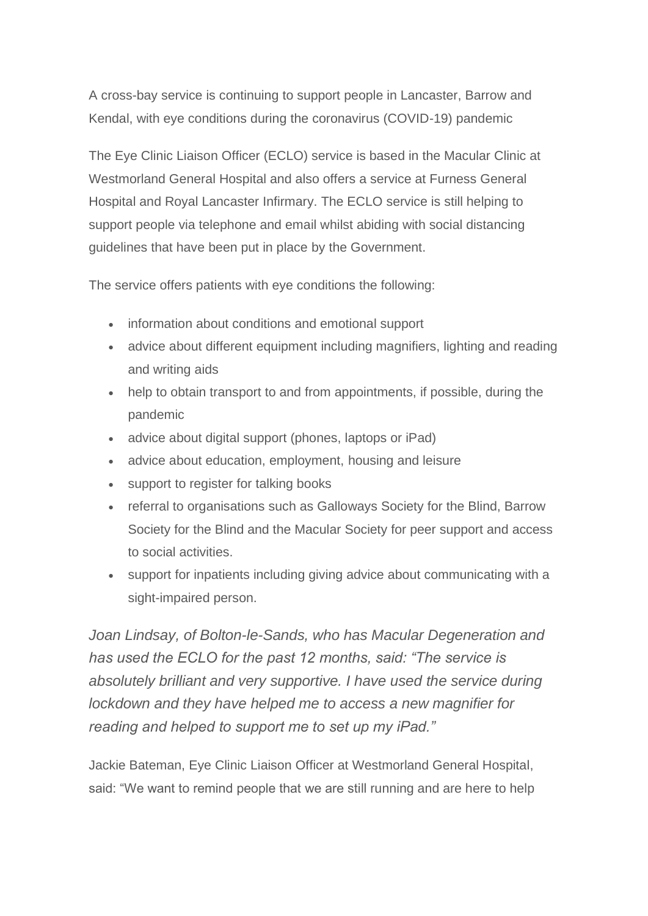A cross-bay service is continuing to support people in Lancaster, Barrow and Kendal, with eye conditions during the coronavirus (COVID-19) pandemic

The Eye Clinic Liaison Officer (ECLO) service is based in the Macular Clinic at Westmorland General Hospital and also offers a service at Furness General Hospital and Royal Lancaster Infirmary. The ECLO service is still helping to support people via telephone and email whilst abiding with social distancing guidelines that have been put in place by the Government.

The service offers patients with eye conditions the following:

- information about conditions and emotional support
- advice about different equipment including magnifiers, lighting and reading and writing aids
- help to obtain transport to and from appointments, if possible, during the pandemic
- advice about digital support (phones, laptops or iPad)
- advice about education, employment, housing and leisure
- support to register for talking books
- referral to organisations such as Galloways Society for the Blind, Barrow Society for the Blind and the Macular Society for peer support and access to social activities.
- support for inpatients including giving advice about communicating with a sight-impaired person.

*Joan Lindsay, of Bolton-le-Sands, who has Macular Degeneration and has used the ECLO for the past 12 months, said: "The service is absolutely brilliant and very supportive. I have used the service during lockdown and they have helped me to access a new magnifier for reading and helped to support me to set up my iPad."*

Jackie Bateman, Eye Clinic Liaison Officer at Westmorland General Hospital, said: "We want to remind people that we are still running and are here to help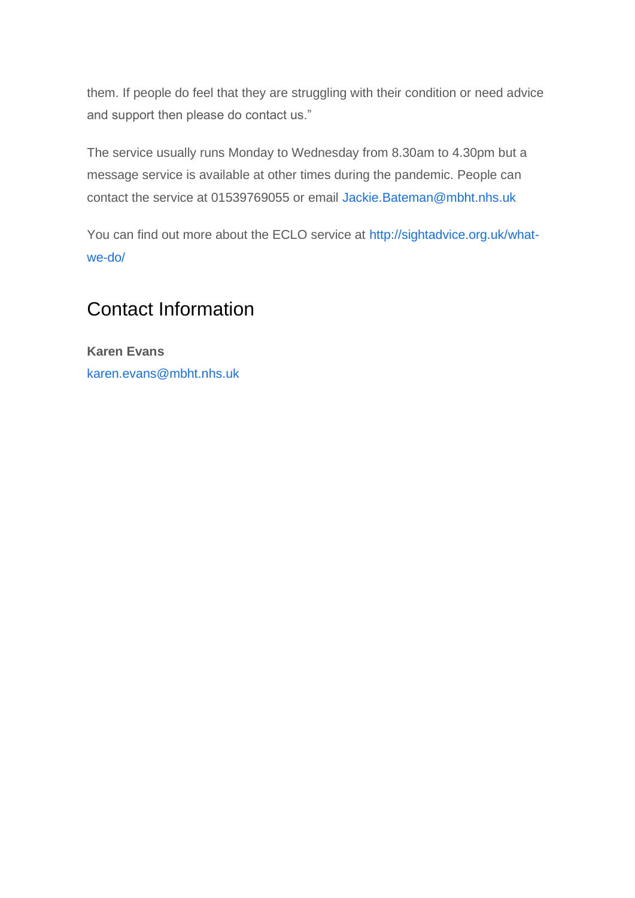them. If people do feel that they are struggling with their condition or need advice and support then please do contact us."

The service usually runs Monday to Wednesday from 8.30am to 4.30pm but a message service is available at other times during the pandemic. People can contact the service at 01539769055 or email Jackie.Bateman@mbht.nhs.uk

You can find out more about the ECLO service at http://sightadvice.org.uk/what-we-do/

## Contact Information

**Karen Evans**
karen.evans@mbht.nhs.uk